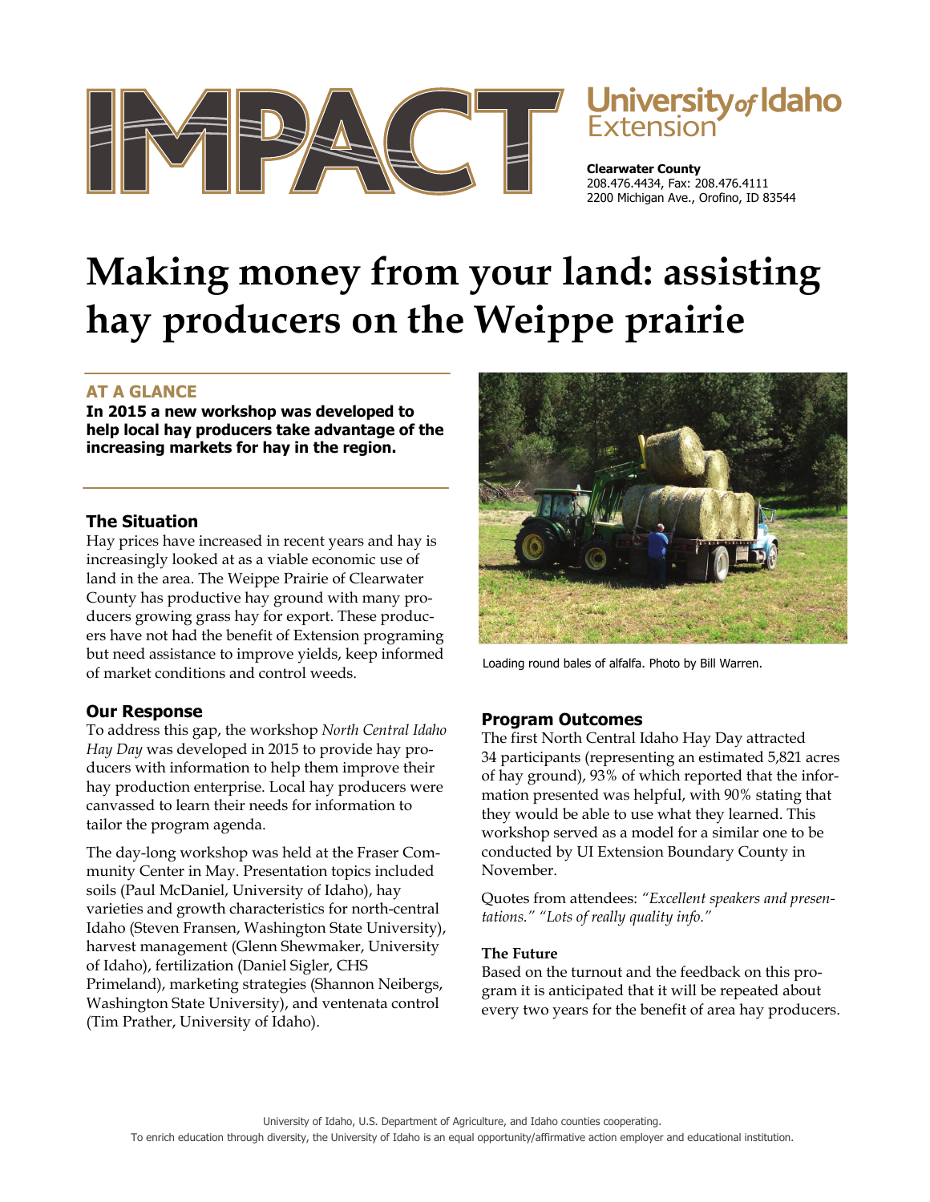IMPACT

University of Idaho Extension

**Clearwater County**
208.476.4434, Fax: 208.476.4111
2200 Michigan Ave., Orofino, ID 83544

# Making money from your land: assisting hay producers on the Weippe prairie

## AT A GLANCE

**In 2015 a new workshop was developed to help local hay producers take advantage of the increasing markets for hay in the region.**

## The Situation

Hay prices have increased in recent years and hay is increasingly looked at as a viable economic use of land in the area. The Weippe Prairie of Clearwater County has productive hay ground with many producers growing grass hay for export. These producers have not had the benefit of Extension programing but need assistance to improve yields, keep informed of market conditions and control weeds.

## Our Response

To address this gap, the workshop *North Central Idaho Hay Day* was developed in 2015 to provide hay producers with information to help them improve their hay production enterprise. Local hay producers were canvassed to learn their needs for information to tailor the program agenda.

The day-long workshop was held at the Fraser Community Center in May. Presentation topics included soils (Paul McDaniel, University of Idaho), hay varieties and growth characteristics for north-central Idaho (Steven Fransen, Washington State University), harvest management (Glenn Shewmaker, University of Idaho), fertilization (Daniel Sigler, CHS Primeland), marketing strategies (Shannon Neibergs, Washington State University), and ventenata control (Tim Prather, University of Idaho).

Loading round bales of alfalfa. Photo by Bill Warren.

## Program Outcomes

The first North Central Idaho Hay Day attracted 34 participants (representing an estimated 5,821 acres of hay ground), 93% of which reported that the information presented was helpful, with 90% stating that they would be able to use what they learned. This workshop served as a model for a similar one to be conducted by UI Extension Boundary County in November.

Quotes from attendees: *"Excellent speakers and presentations." "Lots of really quality info."*

### The Future

Based on the turnout and the feedback on this program it is anticipated that it will be repeated about every two years for the benefit of area hay producers.

University of Idaho, U.S. Department of Agriculture, and Idaho counties cooperating.
To enrich education through diversity, the University of Idaho is an equal opportunity/affirmative action employer and educational institution.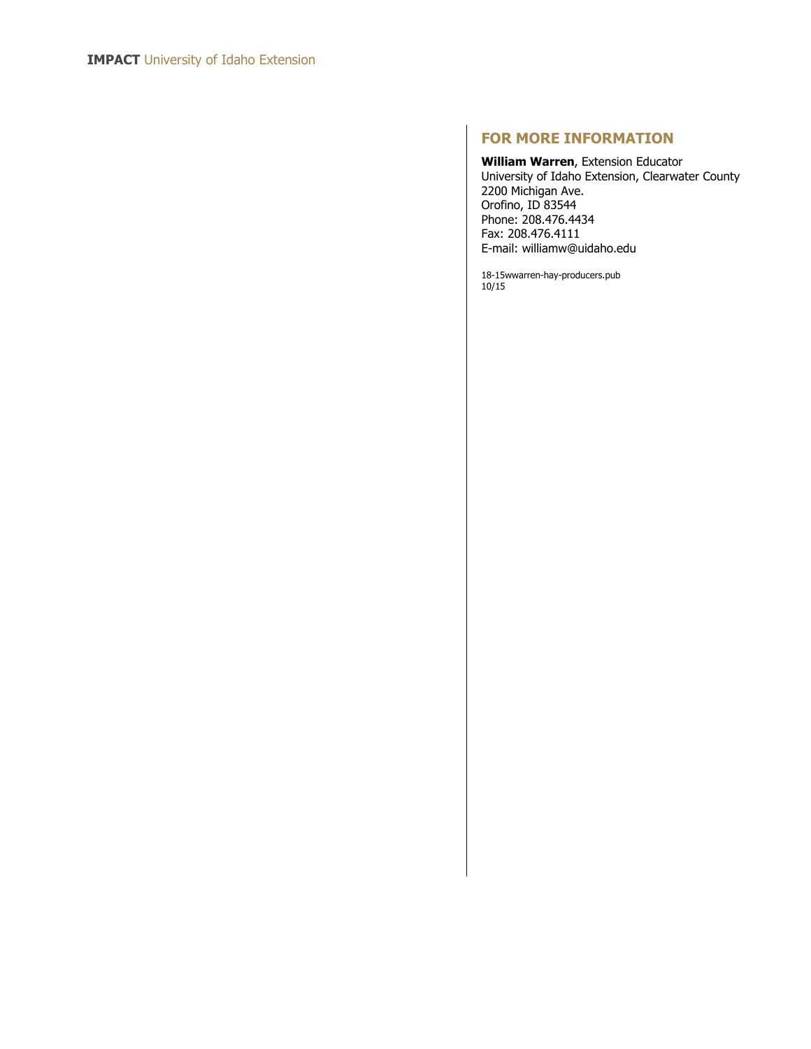## FOR MORE INFORMATION

**William Warren**, Extension Educator
University of Idaho Extension, Clearwater County
2200 Michigan Ave.
Orofino, ID 83544
Phone: 208.476.4434
Fax: 208.476.4111
E-mail: williamw@uidaho.edu

18-15wwarren-hay-producers.pub
10/15